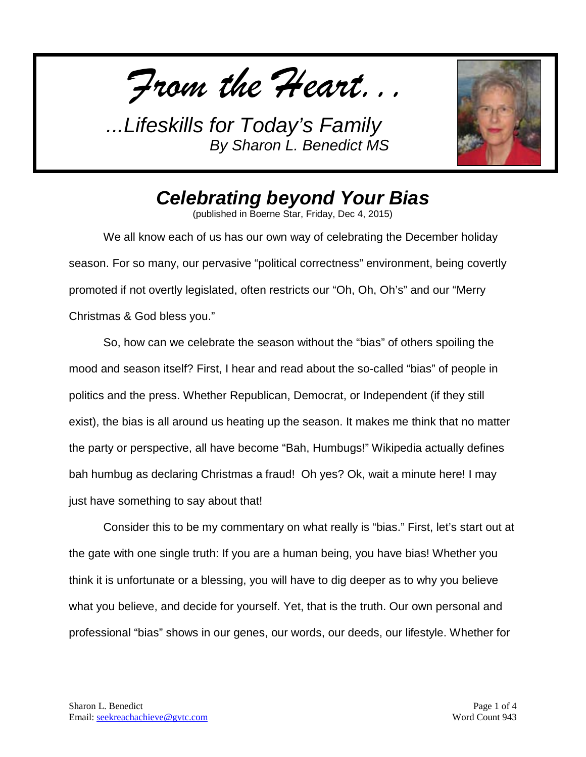*From the Heart...*

*...Lifeskills for Today's Family*
*By Sharon L. Benedict MS*

# Celebrating beyond Your Bias

(published in Boerne Star, Friday, Dec 4, 2015)

We all know each of us has our own way of celebrating the December holiday season. For so many, our pervasive "political correctness" environment, being covertly promoted if not overtly legislated, often restricts our "Oh, Oh, Oh's" and our "Merry Christmas & God bless you."

So, how can we celebrate the season without the "bias" of others spoiling the mood and season itself? First, I hear and read about the so-called "bias" of people in politics and the press. Whether Republican, Democrat, or Independent (if they still exist), the bias is all around us heating up the season. It makes me think that no matter the party or perspective, all have become "Bah, Humbugs!" Wikipedia actually defines bah humbug as declaring Christmas a fraud! Oh yes? Ok, wait a minute here! I may just have something to say about that!

Consider this to be my commentary on what really is "bias." First, let's start out at the gate with one single truth: If you are a human being, you have bias! Whether you think it is unfortunate or a blessing, you will have to dig deeper as to why you believe what you believe, and decide for yourself. Yet, that is the truth. Our own personal and professional "bias" shows in our genes, our words, our deeds, our lifestyle. Whether for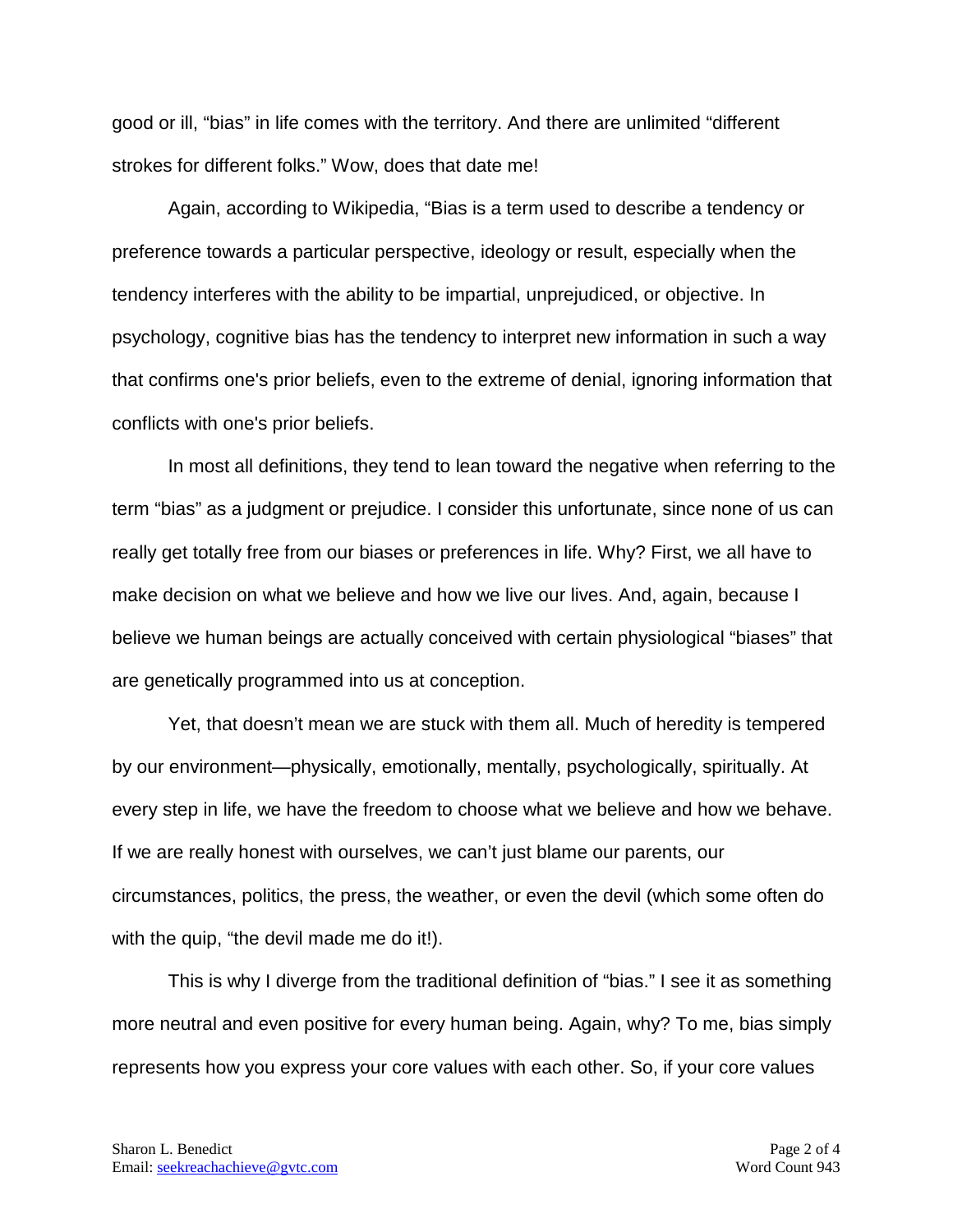good or ill, "bias" in life comes with the territory. And there are unlimited "different strokes for different folks." Wow, does that date me!

Again, according to Wikipedia, "Bias is a term used to describe a tendency or preference towards a particular perspective, ideology or result, especially when the tendency interferes with the ability to be impartial, unprejudiced, or objective. In psychology, cognitive bias has the tendency to interpret new information in such a way that confirms one's prior beliefs, even to the extreme of denial, ignoring information that conflicts with one's prior beliefs.

In most all definitions, they tend to lean toward the negative when referring to the term "bias" as a judgment or prejudice. I consider this unfortunate, since none of us can really get totally free from our biases or preferences in life. Why? First, we all have to make decision on what we believe and how we live our lives. And, again, because I believe we human beings are actually conceived with certain physiological "biases" that are genetically programmed into us at conception.

Yet, that doesn't mean we are stuck with them all. Much of heredity is tempered by our environment—physically, emotionally, mentally, psychologically, spiritually. At every step in life, we have the freedom to choose what we believe and how we behave. If we are really honest with ourselves, we can't just blame our parents, our circumstances, politics, the press, the weather, or even the devil (which some often do with the quip, "the devil made me do it!).

This is why I diverge from the traditional definition of "bias." I see it as something more neutral and even positive for every human being. Again, why? To me, bias simply represents how you express your core values with each other. So, if your core values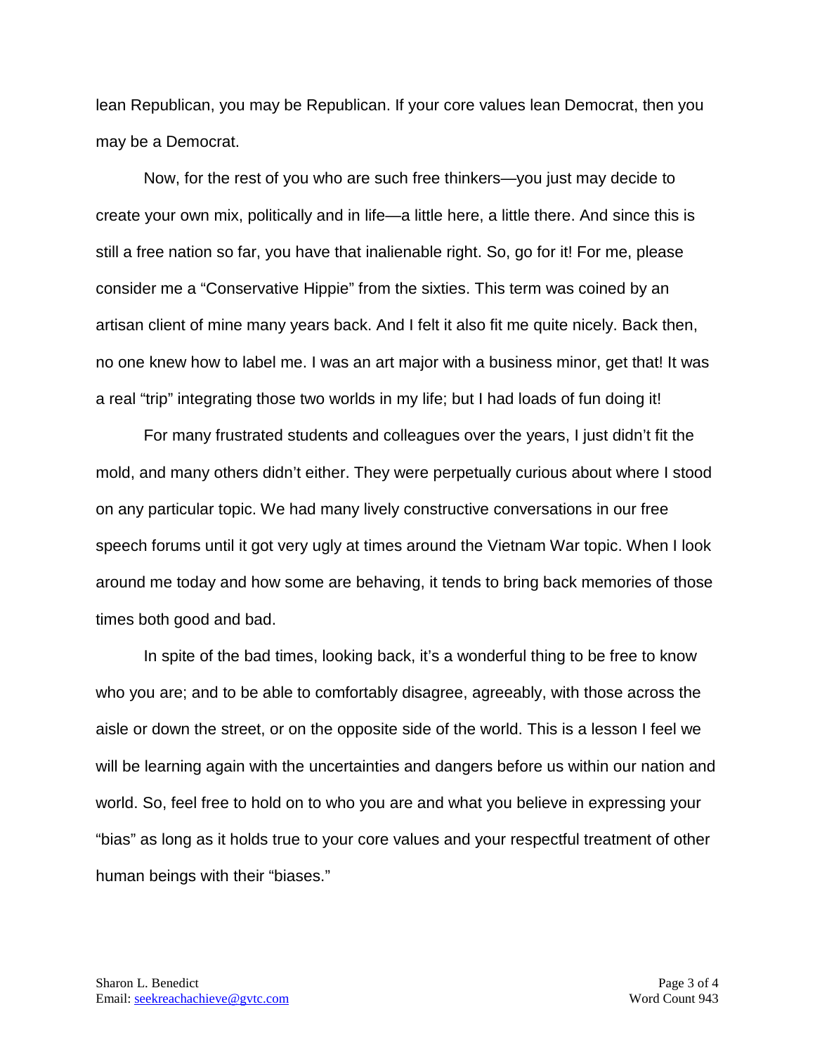lean Republican, you may be Republican. If your core values lean Democrat, then you may be a Democrat.

Now, for the rest of you who are such free thinkers—you just may decide to create your own mix, politically and in life—a little here, a little there. And since this is still a free nation so far, you have that inalienable right. So, go for it! For me, please consider me a "Conservative Hippie" from the sixties. This term was coined by an artisan client of mine many years back. And I felt it also fit me quite nicely. Back then, no one knew how to label me. I was an art major with a business minor, get that! It was a real "trip" integrating those two worlds in my life; but I had loads of fun doing it!

For many frustrated students and colleagues over the years, I just didn't fit the mold, and many others didn't either. They were perpetually curious about where I stood on any particular topic. We had many lively constructive conversations in our free speech forums until it got very ugly at times around the Vietnam War topic. When I look around me today and how some are behaving, it tends to bring back memories of those times both good and bad.

In spite of the bad times, looking back, it's a wonderful thing to be free to know who you are; and to be able to comfortably disagree, agreeably, with those across the aisle or down the street, or on the opposite side of the world. This is a lesson I feel we will be learning again with the uncertainties and dangers before us within our nation and world. So, feel free to hold on to who you are and what you believe in expressing your "bias" as long as it holds true to your core values and your respectful treatment of other human beings with their "biases."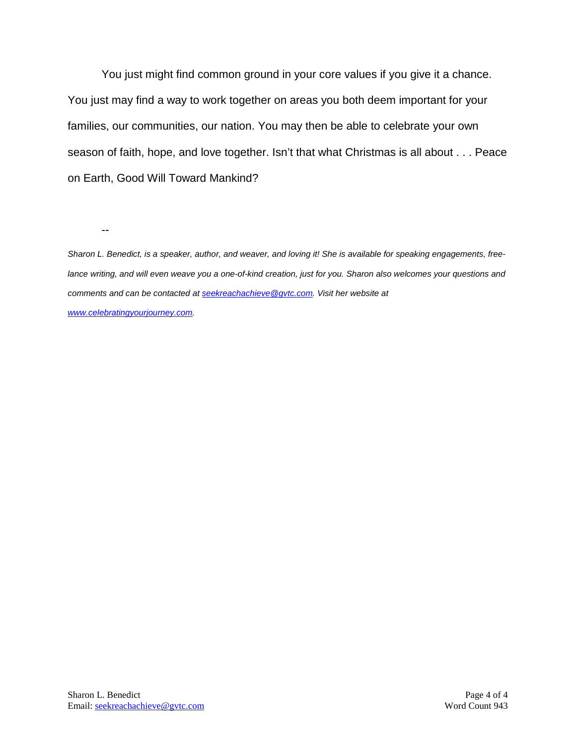You just might find common ground in your core values if you give it a chance. You just may find a way to work together on areas you both deem important for your families, our communities, our nation. You may then be able to celebrate your own season of faith, hope, and love together. Isn't that what Christmas is all about . . . Peace on Earth, Good Will Toward Mankind?

--

*Sharon L. Benedict, is a speaker, author, and weaver, and loving it! She is available for speaking engagements, free-lance writing, and will even weave you a one-of-kind creation, just for you. Sharon also welcomes your questions and comments and can be contacted at [seekreachachieve@gvtc.com](mailto:seekreachachieve@gvtc.com). Visit her website at [www.celebratingyourjourney.com](http://www.celebratingyourjourney.com).*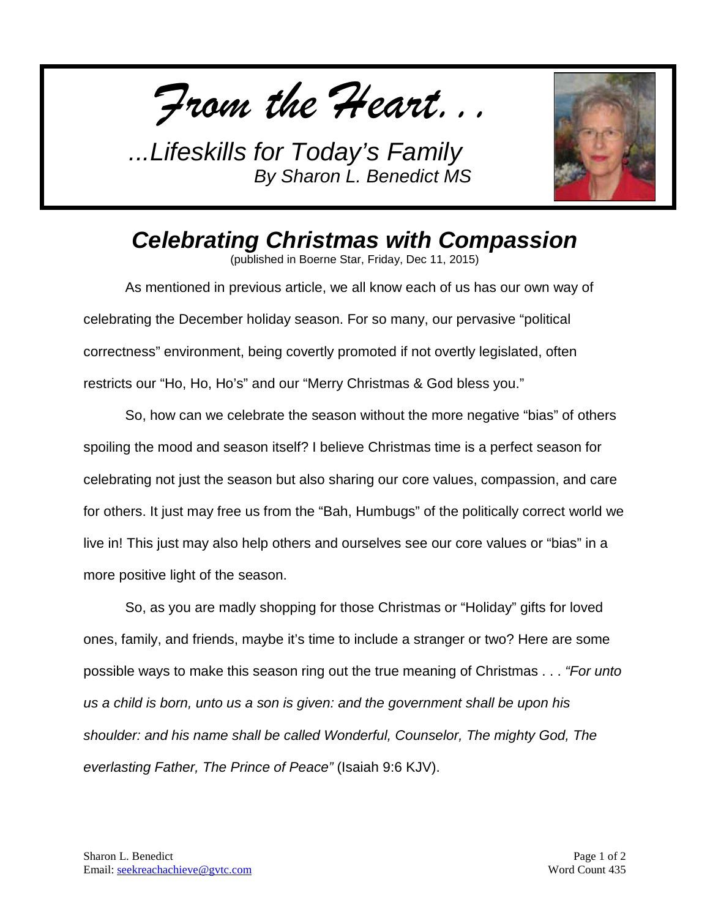*From the Heart...*

*...Lifeskills for Today's Family*
*By Sharon L. Benedict MS*

## *Celebrating Christmas with Compassion*

(published in Boerne Star, Friday, Dec 11, 2015)

As mentioned in previous article, we all know each of us has our own way of celebrating the December holiday season. For so many, our pervasive "political correctness" environment, being covertly promoted if not overtly legislated, often restricts our "Ho, Ho, Ho's" and our "Merry Christmas & God bless you."

So, how can we celebrate the season without the more negative "bias" of others spoiling the mood and season itself? I believe Christmas time is a perfect season for celebrating not just the season but also sharing our core values, compassion, and care for others. It just may free us from the "Bah, Humbugs" of the politically correct world we live in! This just may also help others and ourselves see our core values or "bias" in a more positive light of the season.

So, as you are madly shopping for those Christmas or "Holiday" gifts for loved ones, family, and friends, maybe it's time to include a stranger or two? Here are some possible ways to make this season ring out the true meaning of Christmas . . . *"For unto us a child is born, unto us a son is given: and the government shall be upon his shoulder: and his name shall be called Wonderful, Counselor, The mighty God, The everlasting Father, The Prince of Peace"* (Isaiah 9:6 KJV).

Sharon L. Benedict
Email: seekreachachieve@gvtc.com

Word Count 435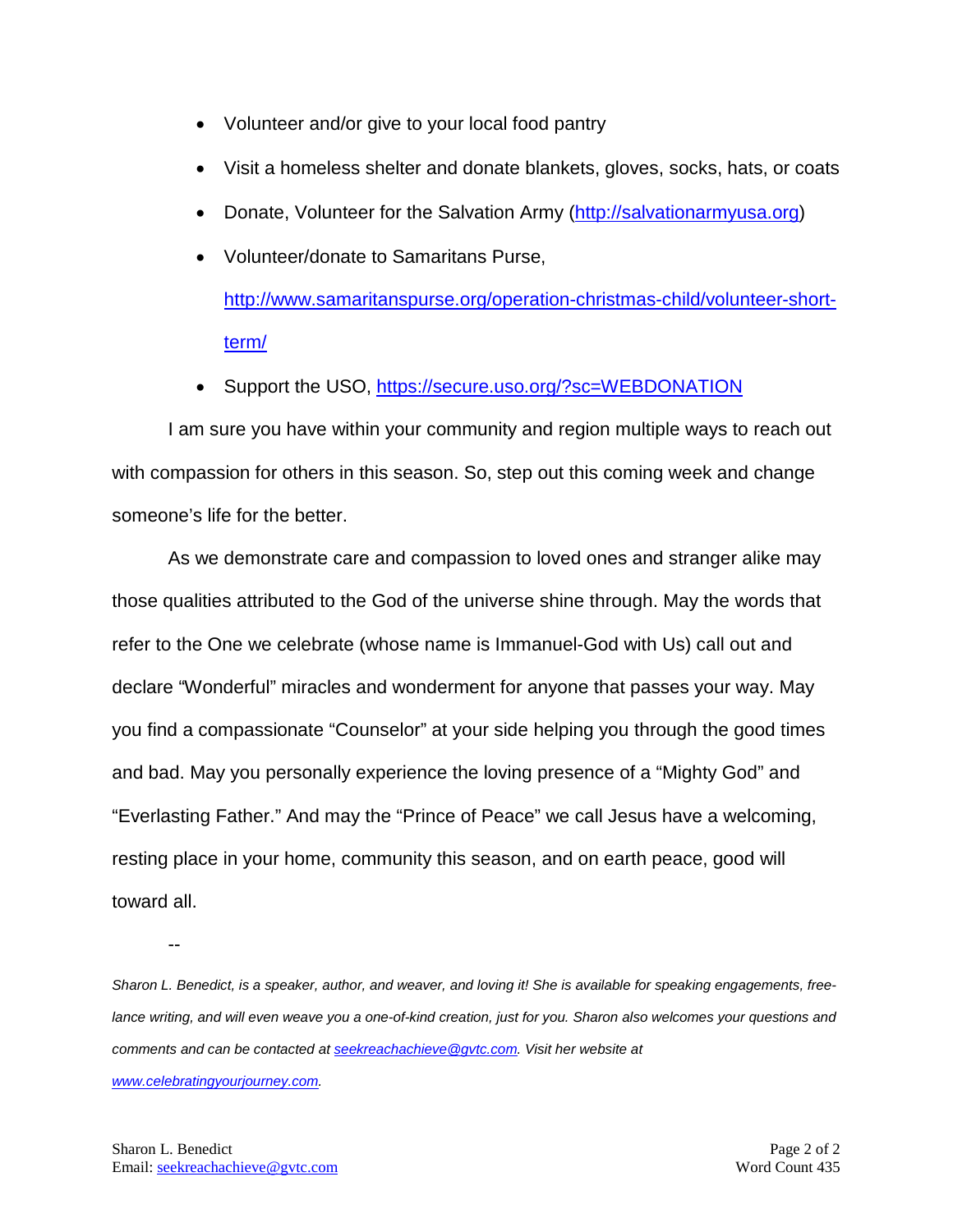- Volunteer and/or give to your local food pantry
- Visit a homeless shelter and donate blankets, gloves, socks, hats, or coats
- Donate, Volunteer for the Salvation Army (http://salvationarmyusa.org)
- Volunteer/donate to Samaritans Purse, http://www.samaritanspurse.org/operation-christmas-child/volunteer-short-term/
- Support the USO, https://secure.uso.org/?sc=WEBDONATION

I am sure you have within your community and region multiple ways to reach out with compassion for others in this season. So, step out this coming week and change someone's life for the better.

As we demonstrate care and compassion to loved ones and stranger alike may those qualities attributed to the God of the universe shine through. May the words that refer to the One we celebrate (whose name is Immanuel-God with Us) call out and declare "Wonderful" miracles and wonderment for anyone that passes your way. May you find a compassionate "Counselor" at your side helping you through the good times and bad. May you personally experience the loving presence of a "Mighty God" and "Everlasting Father." And may the "Prince of Peace" we call Jesus have a welcoming, resting place in your home, community this season, and on earth peace, good will toward all.

--

*Sharon L. Benedict, is a speaker, author, and weaver, and loving it! She is available for speaking engagements, free-lance writing, and will even weave you a one-of-kind creation, just for you. Sharon also welcomes your questions and comments and can be contacted at seekreachachieve@gvtc.com. Visit her website at www.celebratingyourjourney.com.*

Sharon L. Benedict
Email: seekreachachieve@gvtc.com

Word Count 435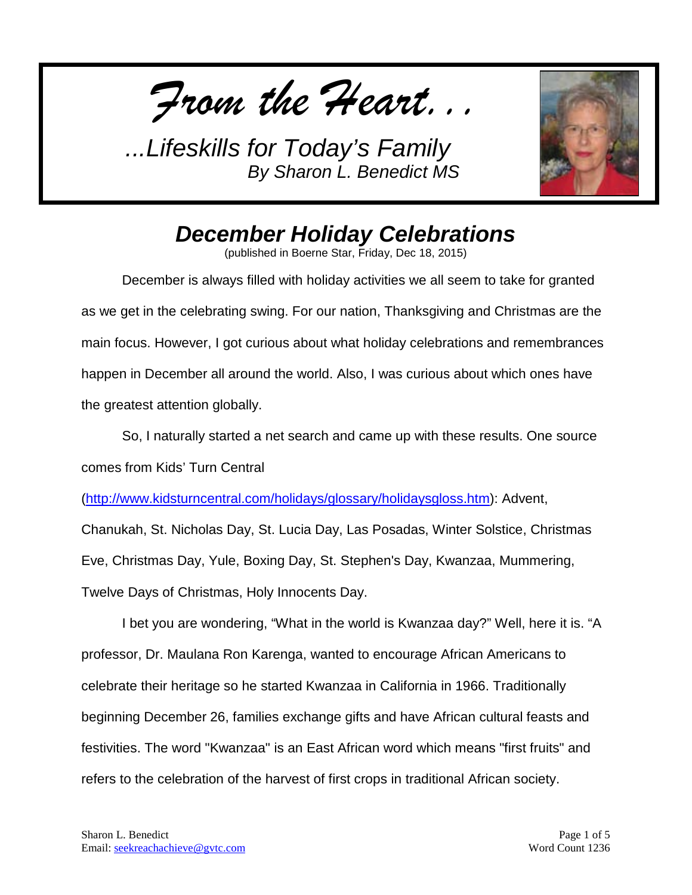*From the Heart...*

*...Lifeskills for Today's Family*
*By Sharon L. Benedict MS*

## December Holiday Celebrations

(published in Boerne Star, Friday, Dec 18, 2015)

December is always filled with holiday activities we all seem to take for granted as we get in the celebrating swing. For our nation, Thanksgiving and Christmas are the main focus. However, I got curious about what holiday celebrations and remembrances happen in December all around the world. Also, I was curious about which ones have the greatest attention globally.

So, I naturally started a net search and came up with these results. One source comes from Kids' Turn Central (http://www.kidsturncentral.com/holidays/glossary/holidaysgloss.htm): Advent, Chanukah, St. Nicholas Day, St. Lucia Day, Las Posadas, Winter Solstice, Christmas Eve, Christmas Day, Yule, Boxing Day, St. Stephen's Day, Kwanzaa, Mummering, Twelve Days of Christmas, Holy Innocents Day.

I bet you are wondering, "What in the world is Kwanzaa day?" Well, here it is. "A professor, Dr. Maulana Ron Karenga, wanted to encourage African Americans to celebrate their heritage so he started Kwanzaa in California in 1966. Traditionally beginning December 26, families exchange gifts and have African cultural feasts and festivities. The word "Kwanzaa" is an East African word which means "first fruits" and refers to the celebration of the harvest of first crops in traditional African society.

Sharon L. Benedict
Email: seekreachachieve@gvtc.com

Word Count 1236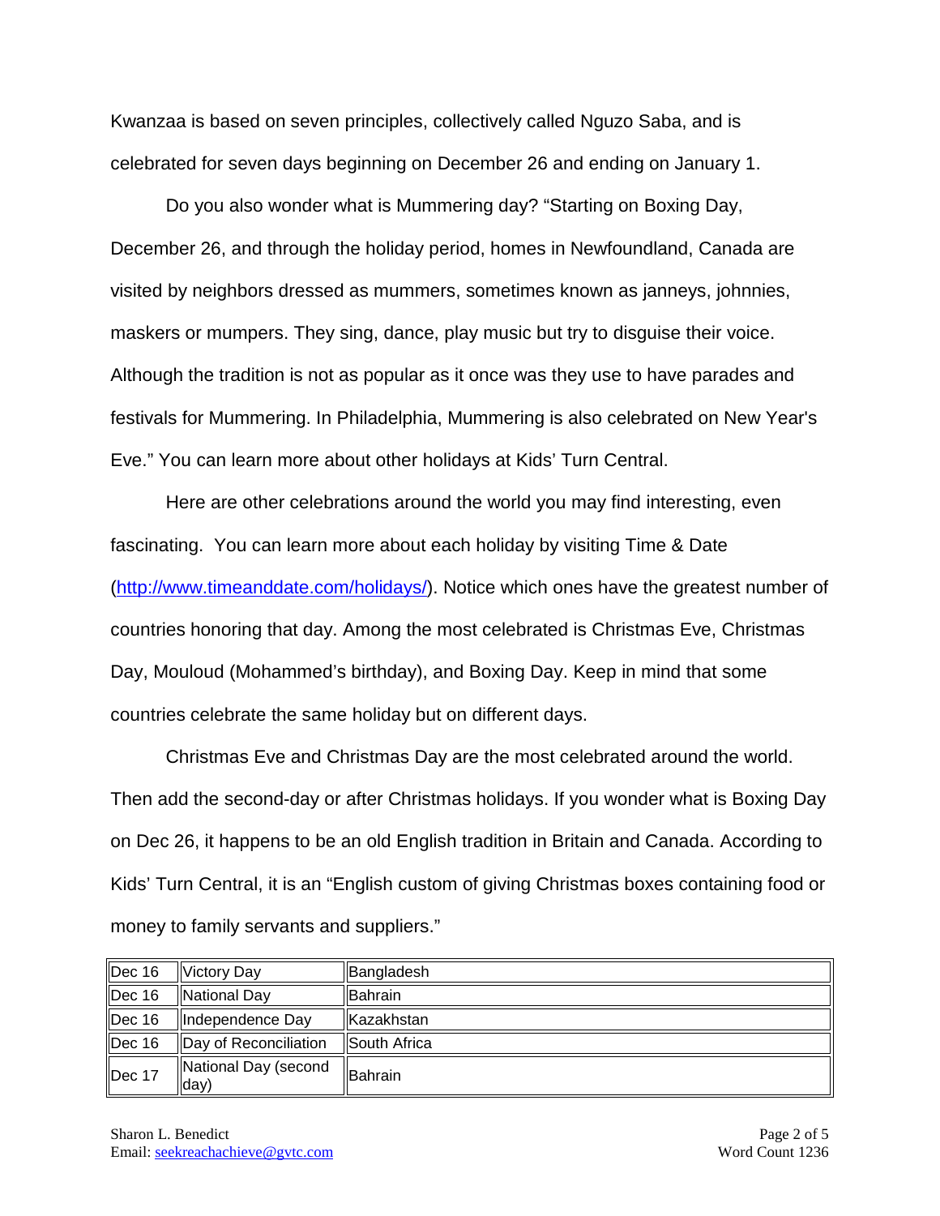Kwanzaa is based on seven principles, collectively called Nguzo Saba, and is celebrated for seven days beginning on December 26 and ending on January 1.

Do you also wonder what is Mummering day? “Starting on Boxing Day, December 26, and through the holiday period, homes in Newfoundland, Canada are visited by neighbors dressed as mummers, sometimes known as janneys, johnnies, maskers or mumpers. They sing, dance, play music but try to disguise their voice. Although the tradition is not as popular as it once was they use to have parades and festivals for Mummering. In Philadelphia, Mummering is also celebrated on New Year's Eve.” You can learn more about other holidays at Kids’ Turn Central.

Here are other celebrations around the world you may find interesting, even fascinating. You can learn more about each holiday by visiting Time & Date (http://www.timeanddate.com/holidays/). Notice which ones have the greatest number of countries honoring that day. Among the most celebrated is Christmas Eve, Christmas Day, Mouloud (Mohammed’s birthday), and Boxing Day. Keep in mind that some countries celebrate the same holiday but on different days.

Christmas Eve and Christmas Day are the most celebrated around the world. Then add the second-day or after Christmas holidays. If you wonder what is Boxing Day on Dec 26, it happens to be an old English tradition in Britain and Canada. According to Kids’ Turn Central, it is an “English custom of giving Christmas boxes containing food or money to family servants and suppliers.”

| | | |
|---|---|---|
| Dec 16 | Victory Day | Bangladesh |
| Dec 16 | National Day | Bahrain |
| Dec 16 | Independence Day | Kazakhstan |
| Dec 16 | Day of Reconciliation | South Africa |
| Dec 17 | National Day (second day) | Bahrain |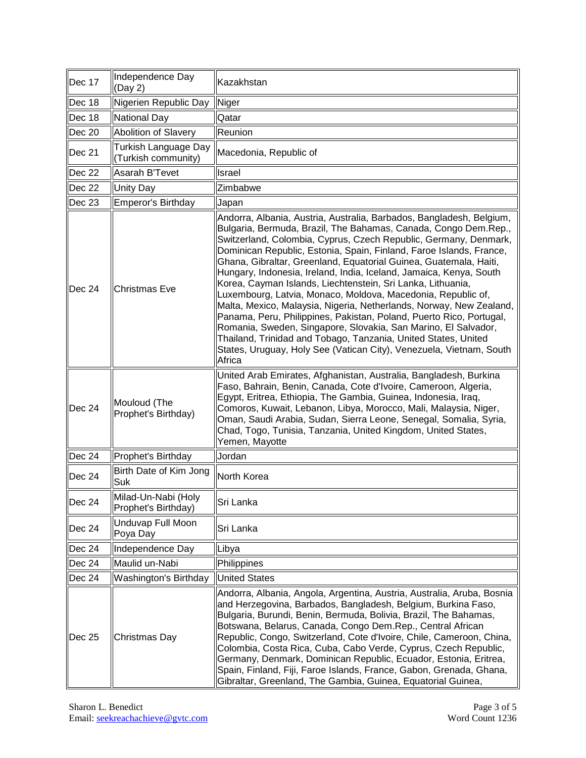| Dec 17 | Independence Day (Day 2) | Kazakhstan |
|---|---|---|
| Dec 18 | Nigerien Republic Day | Niger |
| Dec 18 | National Day | Qatar |
| Dec 20 | Abolition of Slavery | Reunion |
| Dec 21 | Turkish Language Day (Turkish community) | Macedonia, Republic of |
| Dec 22 | Asarah B'Tevet | Israel |
| Dec 22 | Unity Day | Zimbabwe |
| Dec 23 | Emperor's Birthday | Japan |
| Dec 24 | Christmas Eve | Andorra, Albania, Austria, Australia, Barbados, Bangladesh, Belgium, Bulgaria, Bermuda, Brazil, The Bahamas, Canada, Congo Dem.Rep., Switzerland, Colombia, Cyprus, Czech Republic, Germany, Denmark, Dominican Republic, Estonia, Spain, Finland, Faroe Islands, France, Ghana, Gibraltar, Greenland, Equatorial Guinea, Guatemala, Haiti, Hungary, Indonesia, Ireland, India, Iceland, Jamaica, Kenya, South Korea, Cayman Islands, Liechtenstein, Sri Lanka, Lithuania, Luxembourg, Latvia, Monaco, Moldova, Macedonia, Republic of, Malta, Mexico, Malaysia, Nigeria, Netherlands, Norway, New Zealand, Panama, Peru, Philippines, Pakistan, Poland, Puerto Rico, Portugal, Romania, Sweden, Singapore, Slovakia, San Marino, El Salvador, Thailand, Trinidad and Tobago, Tanzania, United States, United States, Uruguay, Holy See (Vatican City), Venezuela, Vietnam, South Africa |
| Dec 24 | Mouloud (The Prophet's Birthday) | United Arab Emirates, Afghanistan, Australia, Bangladesh, Burkina Faso, Bahrain, Benin, Canada, Cote d'Ivoire, Cameroon, Algeria, Egypt, Eritrea, Ethiopia, The Gambia, Guinea, Indonesia, Iraq, Comoros, Kuwait, Lebanon, Libya, Morocco, Mali, Malaysia, Niger, Oman, Saudi Arabia, Sudan, Sierra Leone, Senegal, Somalia, Syria, Chad, Togo, Tunisia, Tanzania, United Kingdom, United States, Yemen, Mayotte |
| Dec 24 | Prophet's Birthday | Jordan |
| Dec 24 | Birth Date of Kim Jong Suk | North Korea |
| Dec 24 | Milad-Un-Nabi (Holy Prophet's Birthday) | Sri Lanka |
| Dec 24 | Unduvap Full Moon Poya Day | Sri Lanka |
| Dec 24 | Independence Day | Libya |
| Dec 24 | Maulid un-Nabi | Philippines |
| Dec 24 | Washington's Birthday | United States |
| Dec 25 | Christmas Day | Andorra, Albania, Angola, Argentina, Austria, Australia, Aruba, Bosnia and Herzegovina, Barbados, Bangladesh, Belgium, Burkina Faso, Bulgaria, Burundi, Benin, Bermuda, Bolivia, Brazil, The Bahamas, Botswana, Belarus, Canada, Congo Dem.Rep., Central African Republic, Congo, Switzerland, Cote d'Ivoire, Chile, Cameroon, China, Colombia, Costa Rica, Cuba, Cabo Verde, Cyprus, Czech Republic, Germany, Denmark, Dominican Republic, Ecuador, Estonia, Eritrea, Spain, Finland, Fiji, Faroe Islands, France, Gabon, Grenada, Ghana, Gibraltar, Greenland, The Gambia, Guinea, Equatorial Guinea, |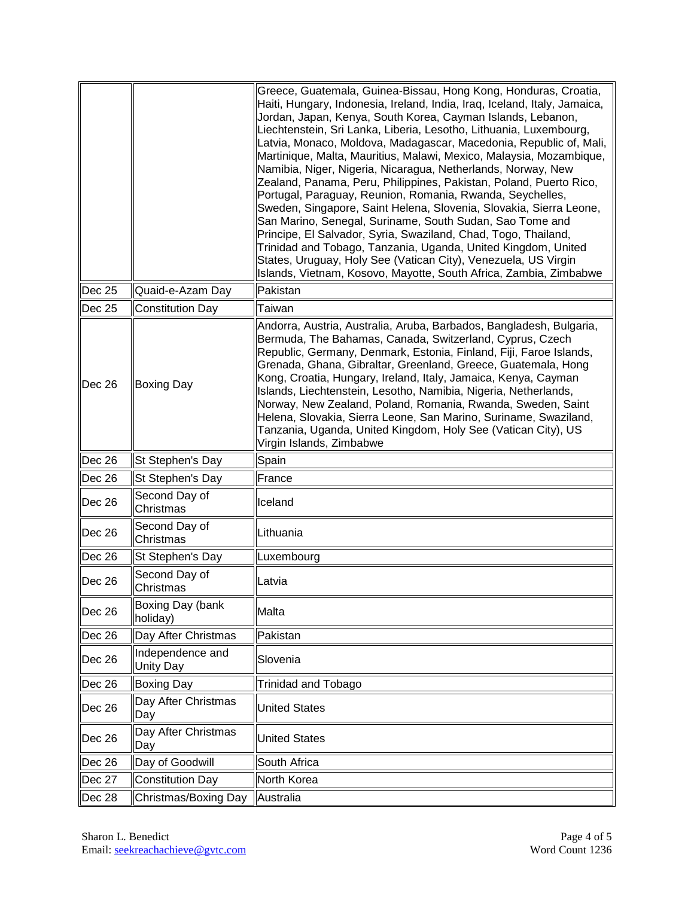| | | |
|---|---|---|
| | | Greece, Guatemala, Guinea-Bissau, Hong Kong, Honduras, Croatia, Haiti, Hungary, Indonesia, Ireland, India, Iraq, Iceland, Italy, Jamaica, Jordan, Japan, Kenya, South Korea, Cayman Islands, Lebanon, Liechtenstein, Sri Lanka, Liberia, Lesotho, Lithuania, Luxembourg, Latvia, Monaco, Moldova, Madagascar, Macedonia, Republic of, Mali, Martinique, Malta, Mauritius, Malawi, Mexico, Malaysia, Mozambique, Namibia, Niger, Nigeria, Nicaragua, Netherlands, Norway, New Zealand, Panama, Peru, Philippines, Pakistan, Poland, Puerto Rico, Portugal, Paraguay, Reunion, Romania, Rwanda, Seychelles, Sweden, Singapore, Saint Helena, Slovenia, Slovakia, Sierra Leone, San Marino, Senegal, Suriname, South Sudan, Sao Tome and Principe, El Salvador, Syria, Swaziland, Chad, Togo, Thailand, Trinidad and Tobago, Tanzania, Uganda, United Kingdom, United States, Uruguay, Holy See (Vatican City), Venezuela, US Virgin Islands, Vietnam, Kosovo, Mayotte, South Africa, Zambia, Zimbabwe |
| Dec 25 | Quaid-e-Azam Day | Pakistan |
| Dec 25 | Constitution Day | Taiwan |
| Dec 26 | Boxing Day | Andorra, Austria, Australia, Aruba, Barbados, Bangladesh, Bulgaria, Bermuda, The Bahamas, Canada, Switzerland, Cyprus, Czech Republic, Germany, Denmark, Estonia, Finland, Fiji, Faroe Islands, Grenada, Ghana, Gibraltar, Greenland, Greece, Guatemala, Hong Kong, Croatia, Hungary, Ireland, Italy, Jamaica, Kenya, Cayman Islands, Liechtenstein, Lesotho, Namibia, Nigeria, Netherlands, Norway, New Zealand, Poland, Romania, Rwanda, Sweden, Saint Helena, Slovakia, Sierra Leone, San Marino, Suriname, Swaziland, Tanzania, Uganda, United Kingdom, Holy See (Vatican City), US Virgin Islands, Zimbabwe |
| Dec 26 | St Stephen's Day | Spain |
| Dec 26 | St Stephen's Day | France |
| Dec 26 | Second Day of Christmas | Iceland |
| Dec 26 | Second Day of Christmas | Lithuania |
| Dec 26 | St Stephen's Day | Luxembourg |
| Dec 26 | Second Day of Christmas | Latvia |
| Dec 26 | Boxing Day (bank holiday) | Malta |
| Dec 26 | Day After Christmas | Pakistan |
| Dec 26 | Independence and Unity Day | Slovenia |
| Dec 26 | Boxing Day | Trinidad and Tobago |
| Dec 26 | Day After Christmas Day | United States |
| Dec 26 | Day After Christmas Day | United States |
| Dec 26 | Day of Goodwill | South Africa |
| Dec 27 | Constitution Day | North Korea |
| Dec 28 | Christmas/Boxing Day | Australia |

Sharon L. Benedict
Email: seekreachachieve@gvtc.com

Word Count 1236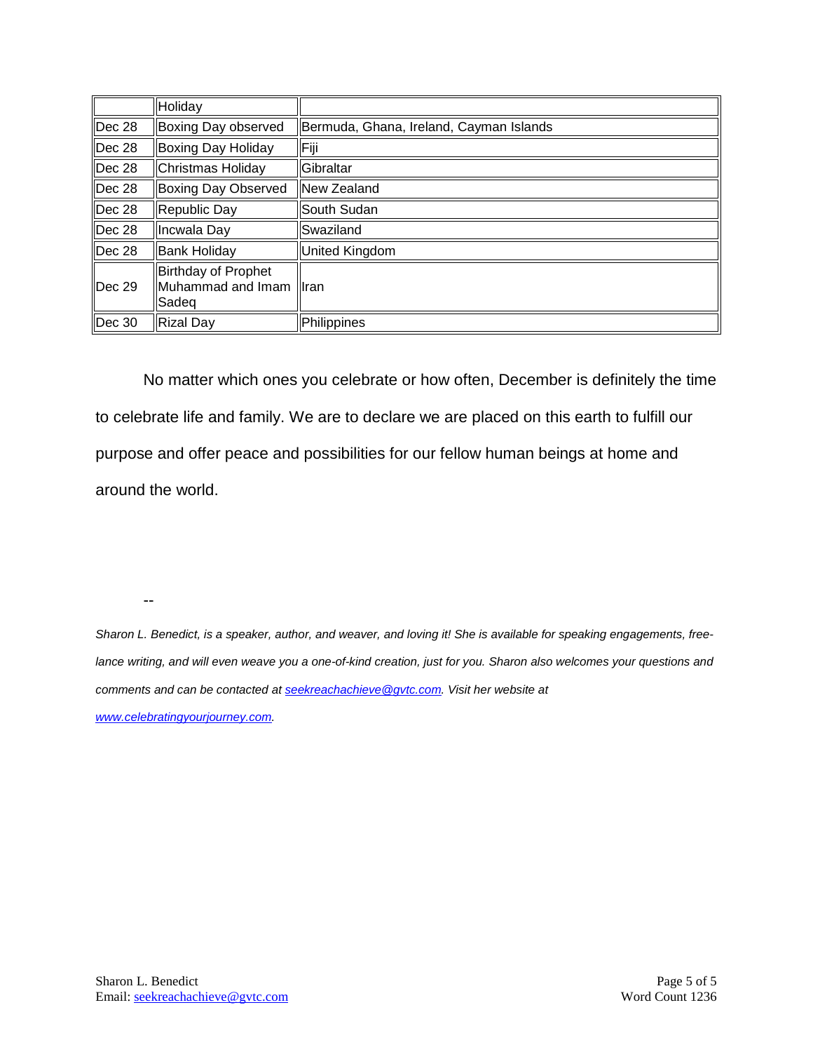| | Holiday | |
|---|---|---|
| Dec 28 | Boxing Day observed | Bermuda, Ghana, Ireland, Cayman Islands |
| Dec 28 | Boxing Day Holiday | Fiji |
| Dec 28 | Christmas Holiday | Gibraltar |
| Dec 28 | Boxing Day Observed | New Zealand |
| Dec 28 | Republic Day | South Sudan |
| Dec 28 | Incwala Day | Swaziland |
| Dec 28 | Bank Holiday | United Kingdom |
| Dec 29 | Birthday of Prophet Muhammad and Imam Sadeq | Iran |
| Dec 30 | Rizal Day | Philippines |

No matter which ones you celebrate or how often, December is definitely the time to celebrate life and family. We are to declare we are placed on this earth to fulfill our purpose and offer peace and possibilities for our fellow human beings at home and around the world.

--

*Sharon L. Benedict, is a speaker, author, and weaver, and loving it! She is available for speaking engagements, free-lance writing, and will even weave you a one-of-kind creation, just for you. Sharon also welcomes your questions and comments and can be contacted at [seekreachachieve@gvtc.com](mailto:seekreachachieve@gvtc.com). Visit her website at [www.celebratingyourjourney.com](http://www.celebratingyourjourney.com).*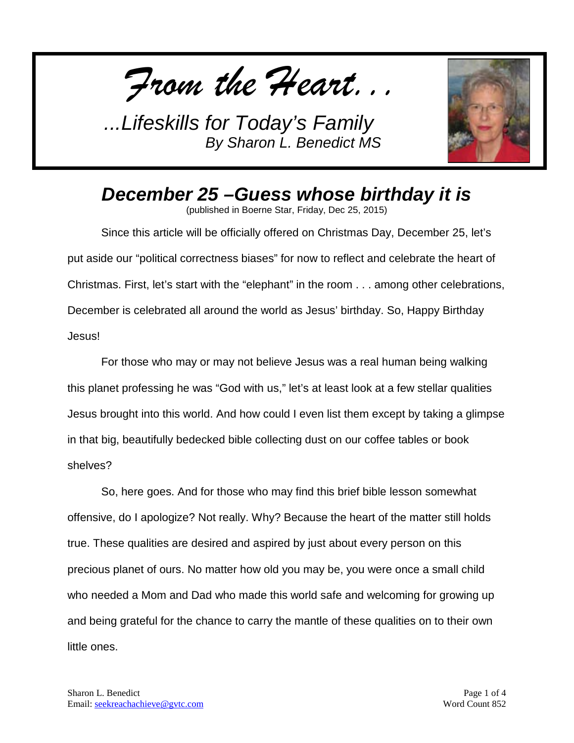# *From the Heart...*

*...Lifeskills for Today's Family*
*By Sharon L. Benedict MS*

## *December 25 –Guess whose birthday it is*

(published in Boerne Star, Friday, Dec 25, 2015)

Since this article will be officially offered on Christmas Day, December 25, let's put aside our "political correctness biases" for now to reflect and celebrate the heart of Christmas. First, let's start with the "elephant" in the room . . . among other celebrations, December is celebrated all around the world as Jesus' birthday. So, Happy Birthday Jesus!

For those who may or may not believe Jesus was a real human being walking this planet professing he was "God with us," let's at least look at a few stellar qualities Jesus brought into this world. And how could I even list them except by taking a glimpse in that big, beautifully bedecked bible collecting dust on our coffee tables or book shelves?

So, here goes. And for those who may find this brief bible lesson somewhat offensive, do I apologize? Not really. Why? Because the heart of the matter still holds true. These qualities are desired and aspired by just about every person on this precious planet of ours. No matter how old you may be, you were once a small child who needed a Mom and Dad who made this world safe and welcoming for growing up and being grateful for the chance to carry the mantle of these qualities on to their own little ones.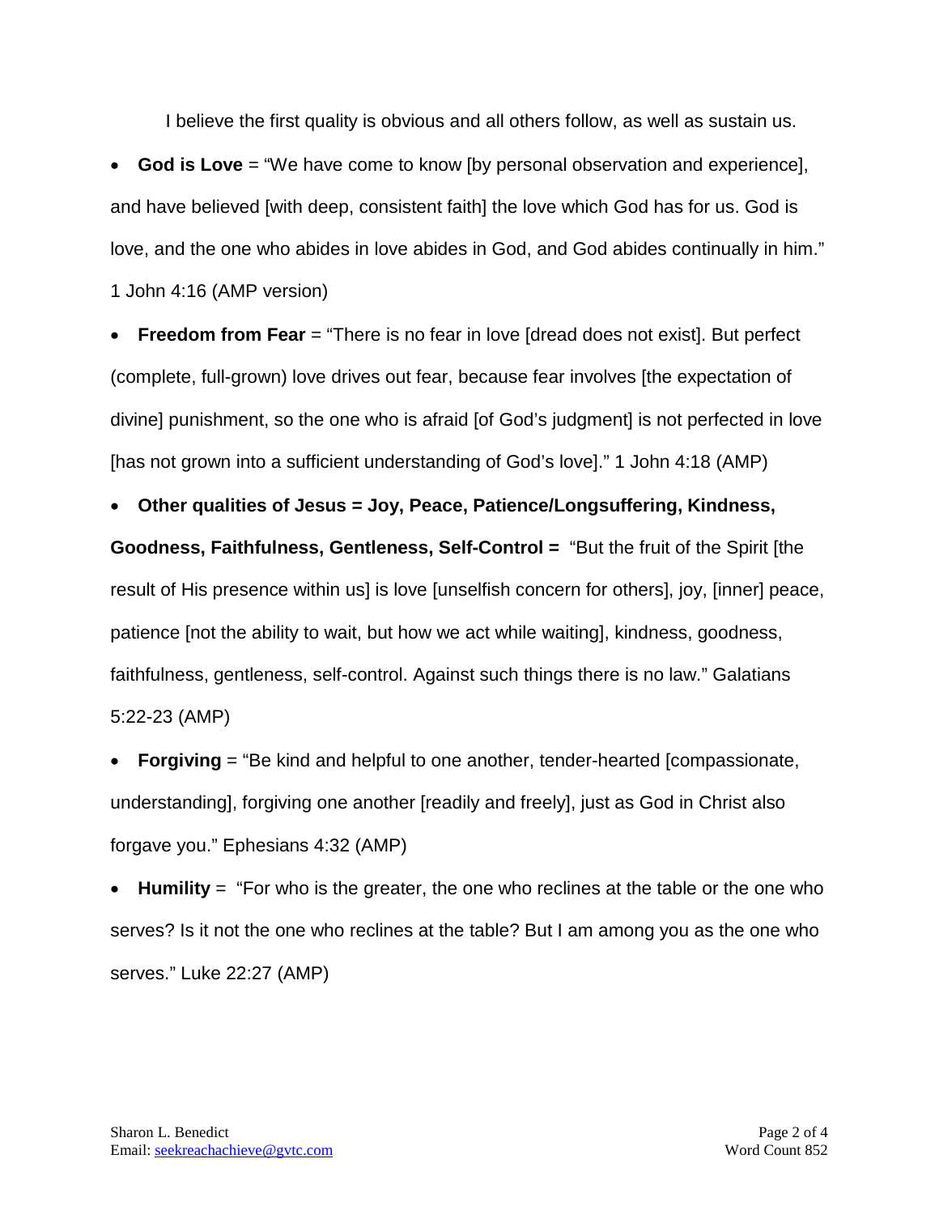I believe the first quality is obvious and all others follow, as well as sustain us.

- **God is Love** = "We have come to know [by personal observation and experience], and have believed [with deep, consistent faith] the love which God has for us. God is love, and the one who abides in love abides in God, and God abides continually in him." 1 John 4:16 (AMP version)
- **Freedom from Fear** = "There is no fear in love [dread does not exist]. But perfect (complete, full-grown) love drives out fear, because fear involves [the expectation of divine] punishment, so the one who is afraid [of God's judgment] is not perfected in love [has not grown into a sufficient understanding of God's love]." 1 John 4:18 (AMP)
- **Other qualities of Jesus = Joy, Peace, Patience/Longsuffering, Kindness, Goodness, Faithfulness, Gentleness, Self-Control =** "But the fruit of the Spirit [the result of His presence within us] is love [unselfish concern for others], joy, [inner] peace, patience [not the ability to wait, but how we act while waiting], kindness, goodness, faithfulness, gentleness, self-control. Against such things there is no law." Galatians 5:22-23 (AMP)
- **Forgiving** = "Be kind and helpful to one another, tender-hearted [compassionate, understanding], forgiving one another [readily and freely], just as God in Christ also forgave you." Ephesians 4:32 (AMP)
- **Humility** = "For who is the greater, the one who reclines at the table or the one who serves? Is it not the one who reclines at the table? But I am among you as the one who serves." Luke 22:27 (AMP)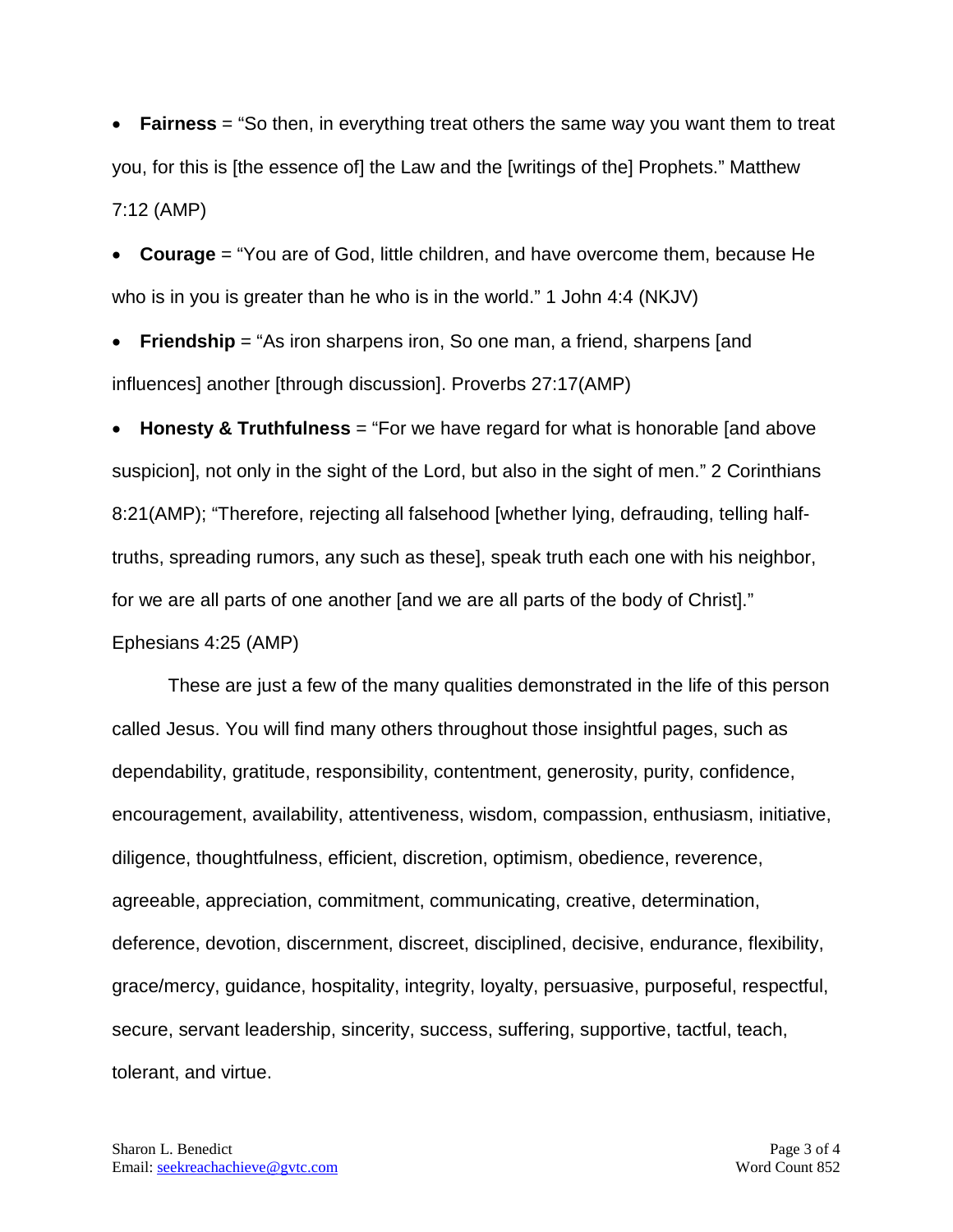- **Fairness** = "So then, in everything treat others the same way you want them to treat you, for this is [the essence of] the Law and the [writings of the] Prophets." Matthew 7:12 (AMP)
- **Courage** = "You are of God, little children, and have overcome them, because He who is in you is greater than he who is in the world." 1 John 4:4 (NKJV)
- **Friendship** = "As iron sharpens iron, So one man, a friend, sharpens [and influences] another [through discussion]. Proverbs 27:17(AMP)
- **Honesty & Truthfulness** = "For we have regard for what is honorable [and above suspicion], not only in the sight of the Lord, but also in the sight of men." 2 Corinthians 8:21(AMP); "Therefore, rejecting all falsehood [whether lying, defrauding, telling half-truths, spreading rumors, any such as these], speak truth each one with his neighbor, for we are all parts of one another [and we are all parts of the body of Christ]." Ephesians 4:25 (AMP)

These are just a few of the many qualities demonstrated in the life of this person called Jesus. You will find many others throughout those insightful pages, such as dependability, gratitude, responsibility, contentment, generosity, purity, confidence, encouragement, availability, attentiveness, wisdom, compassion, enthusiasm, initiative, diligence, thoughtfulness, efficient, discretion, optimism, obedience, reverence, agreeable, appreciation, commitment, communicating, creative, determination, deference, devotion, discernment, discreet, disciplined, decisive, endurance, flexibility, grace/mercy, guidance, hospitality, integrity, loyalty, persuasive, purposeful, respectful, secure, servant leadership, sincerity, success, suffering, supportive, tactful, teach, tolerant, and virtue.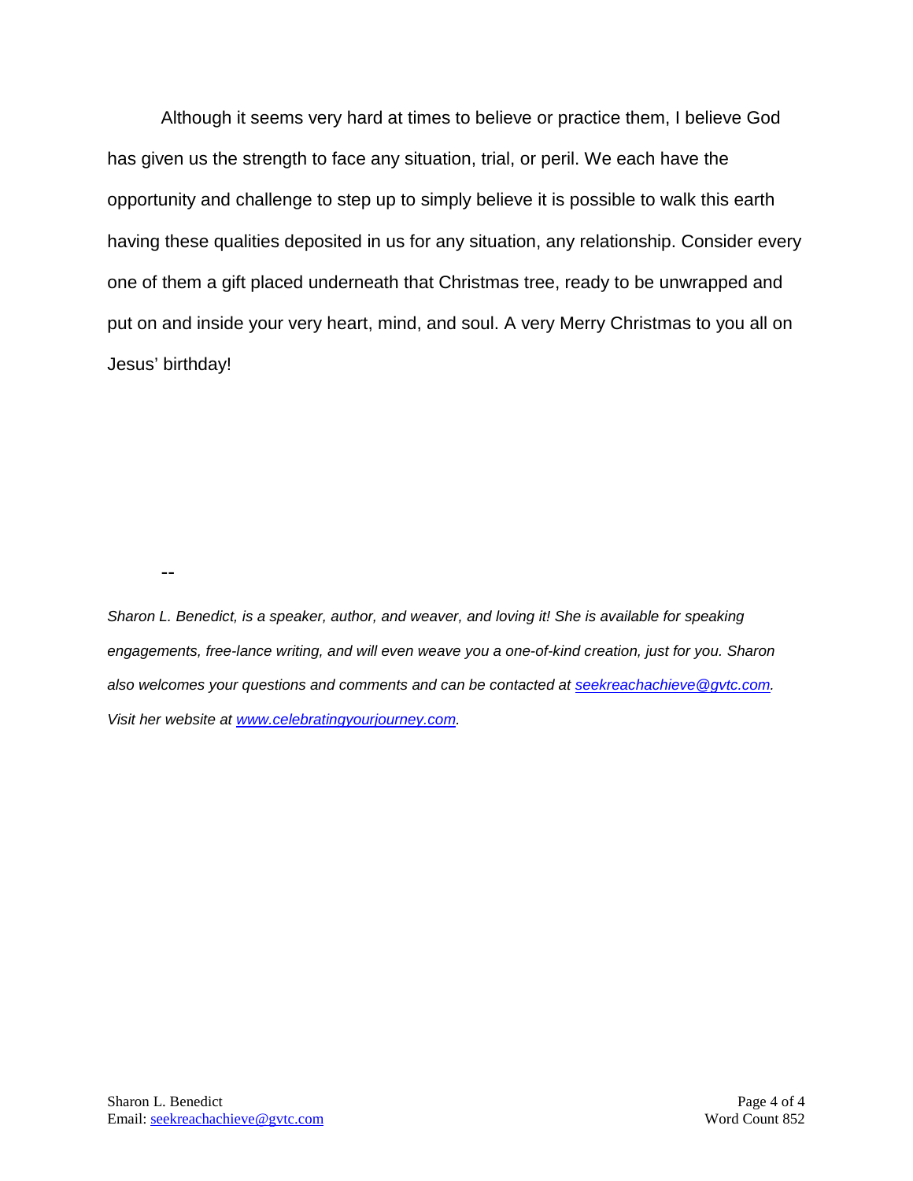Although it seems very hard at times to believe or practice them, I believe God has given us the strength to face any situation, trial, or peril. We each have the opportunity and challenge to step up to simply believe it is possible to walk this earth having these qualities deposited in us for any situation, any relationship. Consider every one of them a gift placed underneath that Christmas tree, ready to be unwrapped and put on and inside your very heart, mind, and soul. A very Merry Christmas to you all on Jesus' birthday!

--

*Sharon L. Benedict, is a speaker, author, and weaver, and loving it! She is available for speaking engagements, free-lance writing, and will even weave you a one-of-kind creation, just for you. Sharon also welcomes your questions and comments and can be contacted at [seekreachachieve@gvtc.com](mailto:seekreachachieve@gvtc.com). Visit her website at [www.celebratingyourjourney.com](http://www.celebratingyourjourney.com).*